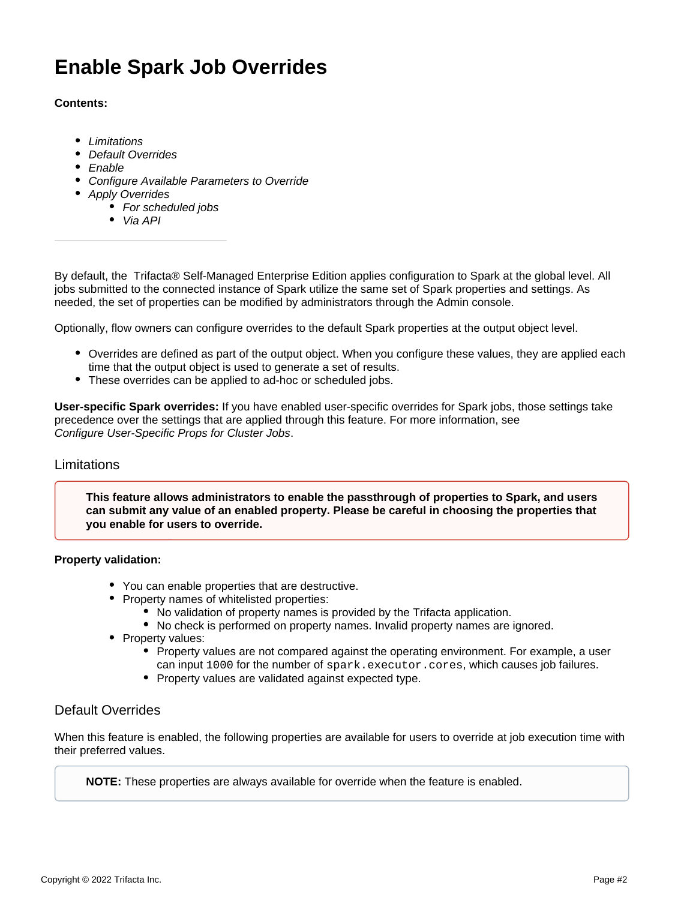# Enable Spark Job Overrides

**Contents:**

- *Limitations*
- *Default Overrides*
- *Enable*
- *Configure Available Parameters to Override*
- *Apply Overrides*
  - *For scheduled jobs*
  - *Via API*

---

By default, the Trifacta® Self-Managed Enterprise Edition applies configuration to Spark at the global level. All jobs submitted to the connected instance of Spark utilize the same set of Spark properties and settings. As needed, the set of properties can be modified by administrators through the Admin console.

Optionally, flow owners can configure overrides to the default Spark properties at the output object level.

- Overrides are defined as part of the output object. When you configure these values, they are applied each time that the output object is used to generate a set of results.
- These overrides can be applied to ad-hoc or scheduled jobs.

**User-specific Spark overrides:** If you have enabled user-specific overrides for Spark jobs, those settings take precedence over the settings that are applied through this feature. For more information, see *Configure User-Specific Props for Cluster Jobs*.

## Limitations

> **This feature allows administrators to enable the passthrough of properties to Spark, and users can submit any value of an enabled property. Please be careful in choosing the properties that you enable for users to override.**

**Property validation:**

- You can enable properties that are destructive.
- Property names of whitelisted properties:
  - No validation of property names is provided by the Trifacta application.
  - No check is performed on property names. Invalid property names are ignored.
- Property values:
  - Property values are not compared against the operating environment. For example, a user can input `1000` for the number of `spark.executor.cores`, which causes job failures.
  - Property values are validated against expected type.

## Default Overrides

When this feature is enabled, the following properties are available for users to override at job execution time with their preferred values.

> **NOTE:** These properties are always available for override when the feature is enabled.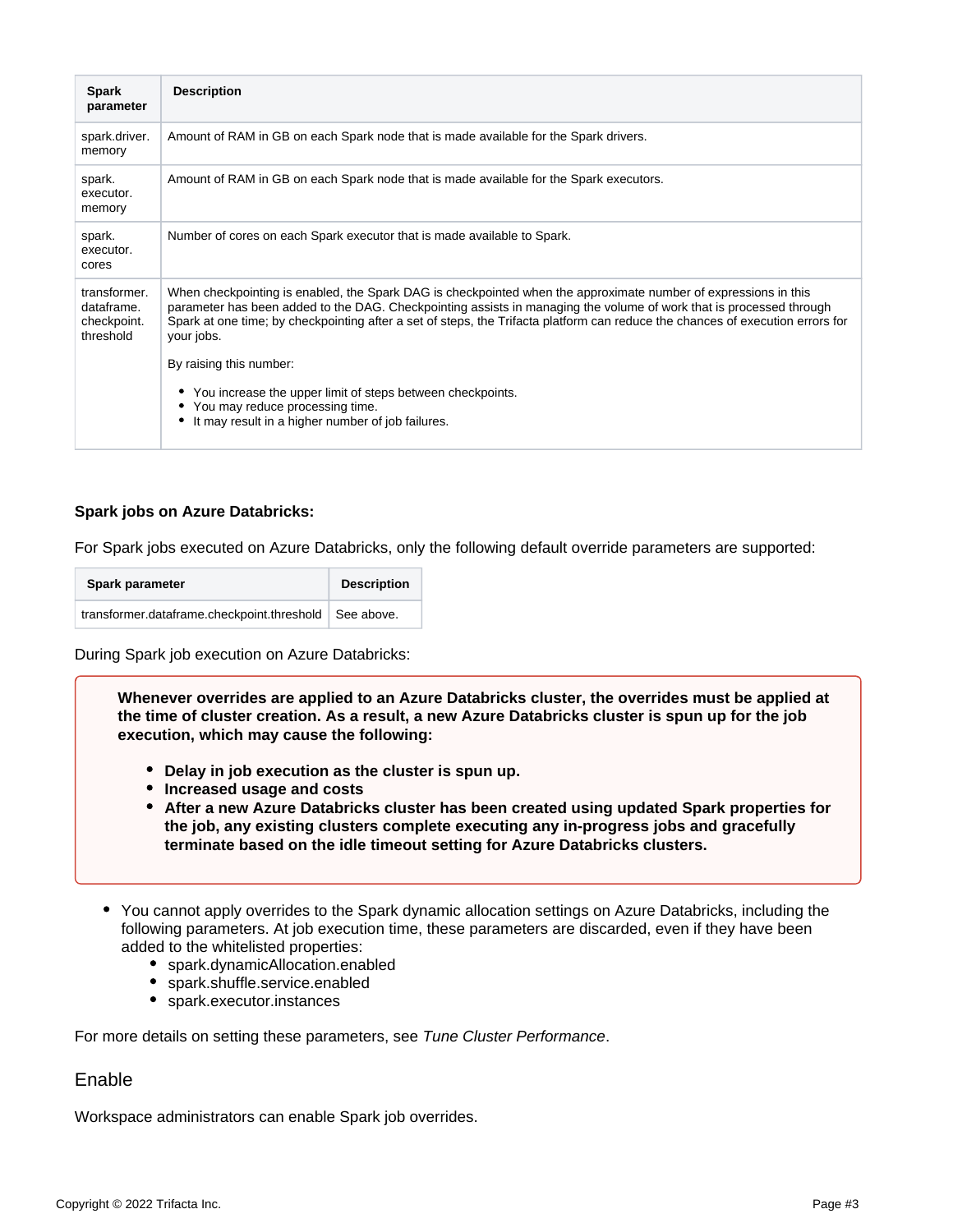| Spark parameter | Description |
|---|---|
| spark.driver.memory | Amount of RAM in GB on each Spark node that is made available for the Spark drivers. |
| spark.executor.memory | Amount of RAM in GB on each Spark node that is made available for the Spark executors. |
| spark.executor.cores | Number of cores on each Spark executor that is made available to Spark. |
| transformer.dataframe.checkpoint.threshold | When checkpointing is enabled, the Spark DAG is checkpointed when the approximate number of expressions in this parameter has been added to the DAG. Checkpointing assists in managing the volume of work that is processed through Spark at one time; by checkpointing after a set of steps, the Trifacta platform can reduce the chances of execution errors for your jobs.<br><br>By raising this number:<br><br>• You increase the upper limit of steps between checkpoints.<br>• You may reduce processing time.<br>• It may result in a higher number of job failures. |

**Spark jobs on Azure Databricks:**

For Spark jobs executed on Azure Databricks, only the following default override parameters are supported:

| Spark parameter | Description |
|---|---|
| transformer.dataframe.checkpoint.threshold | See above. |

During Spark job execution on Azure Databricks:

> **Whenever overrides are applied to an Azure Databricks cluster, the overrides must be applied at the time of cluster creation. As a result, a new Azure Databricks cluster is spun up for the job execution, which may cause the following:**
>
> - **Delay in job execution as the cluster is spun up.**
> - **Increased usage and costs**
> - **After a new Azure Databricks cluster has been created using updated Spark properties for the job, any existing clusters complete executing any in-progress jobs and gracefully terminate based on the idle timeout setting for Azure Databricks clusters.**

- You cannot apply overrides to the Spark dynamic allocation settings on Azure Databricks, including the following parameters. At job execution time, these parameters are discarded, even if they have been added to the whitelisted properties:
  - spark.dynamicAllocation.enabled
  - spark.shuffle.service.enabled
  - spark.executor.instances

For more details on setting these parameters, see *Tune Cluster Performance*.

## Enable

Workspace administrators can enable Spark job overrides.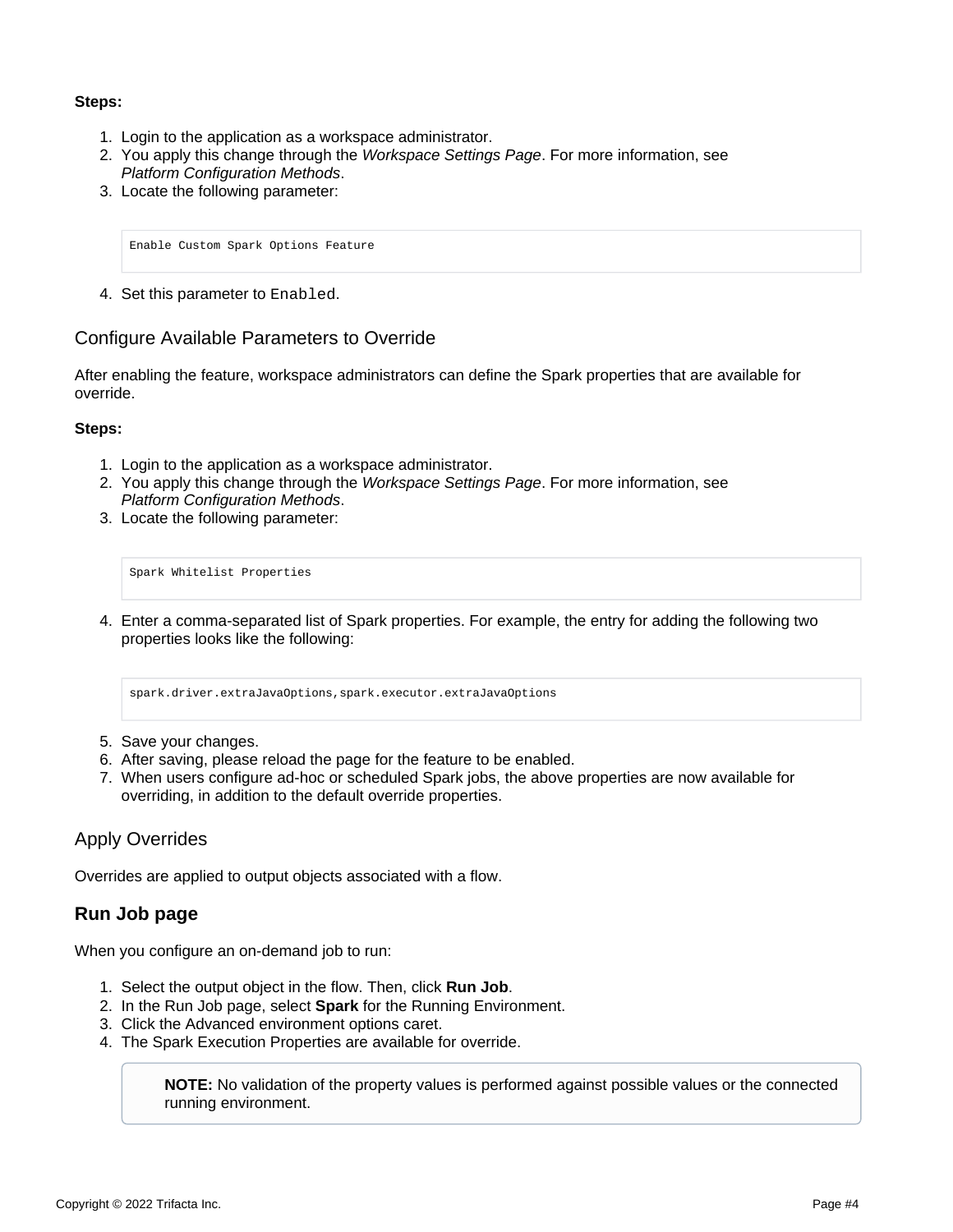**Steps:**

1. Login to the application as a workspace administrator.
2. You apply this change through the *Workspace Settings Page*. For more information, see *Platform Configuration Methods*.
3. Locate the following parameter:

```
Enable Custom Spark Options Feature
```

4. Set this parameter to `Enabled`.

## Configure Available Parameters to Override

After enabling the feature, workspace administrators can define the Spark properties that are available for override.

**Steps:**

1. Login to the application as a workspace administrator.
2. You apply this change through the *Workspace Settings Page*. For more information, see *Platform Configuration Methods*.
3. Locate the following parameter:

```
Spark Whitelist Properties
```

4. Enter a comma-separated list of Spark properties. For example, the entry for adding the following two properties looks like the following:

```
spark.driver.extraJavaOptions,spark.executor.extraJavaOptions
```

5. Save your changes.
6. After saving, please reload the page for the feature to be enabled.
7. When users configure ad-hoc or scheduled Spark jobs, the above properties are now available for overriding, in addition to the default override properties.

## Apply Overrides

Overrides are applied to output objects associated with a flow.

### Run Job page

When you configure an on-demand job to run:

1. Select the output object in the flow. Then, click **Run Job**.
2. In the Run Job page, select **Spark** for the Running Environment.
3. Click the Advanced environment options caret.
4. The Spark Execution Properties are available for override.

> **NOTE:** No validation of the property values is performed against possible values or the connected running environment.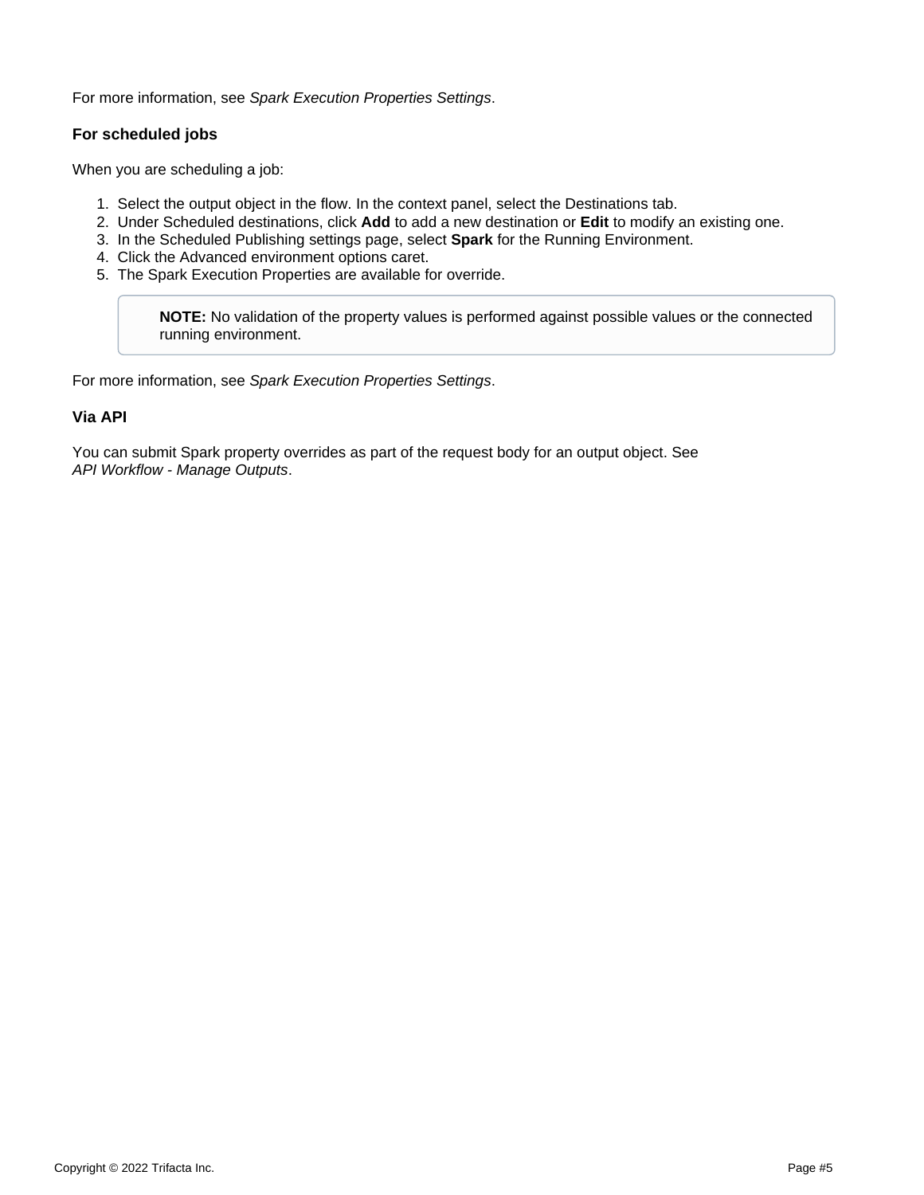For more information, see *Spark Execution Properties Settings*.

### For scheduled jobs

When you are scheduling a job:

1. Select the output object in the flow. In the context panel, select the Destinations tab.
2. Under Scheduled destinations, click **Add** to add a new destination or **Edit** to modify an existing one.
3. In the Scheduled Publishing settings page, select **Spark** for the Running Environment.
4. Click the Advanced environment options caret.
5. The Spark Execution Properties are available for override.

> **NOTE:** No validation of the property values is performed against possible values or the connected running environment.

For more information, see *Spark Execution Properties Settings*.

### Via API

You can submit Spark property overrides as part of the request body for an output object. See *API Workflow - Manage Outputs*.